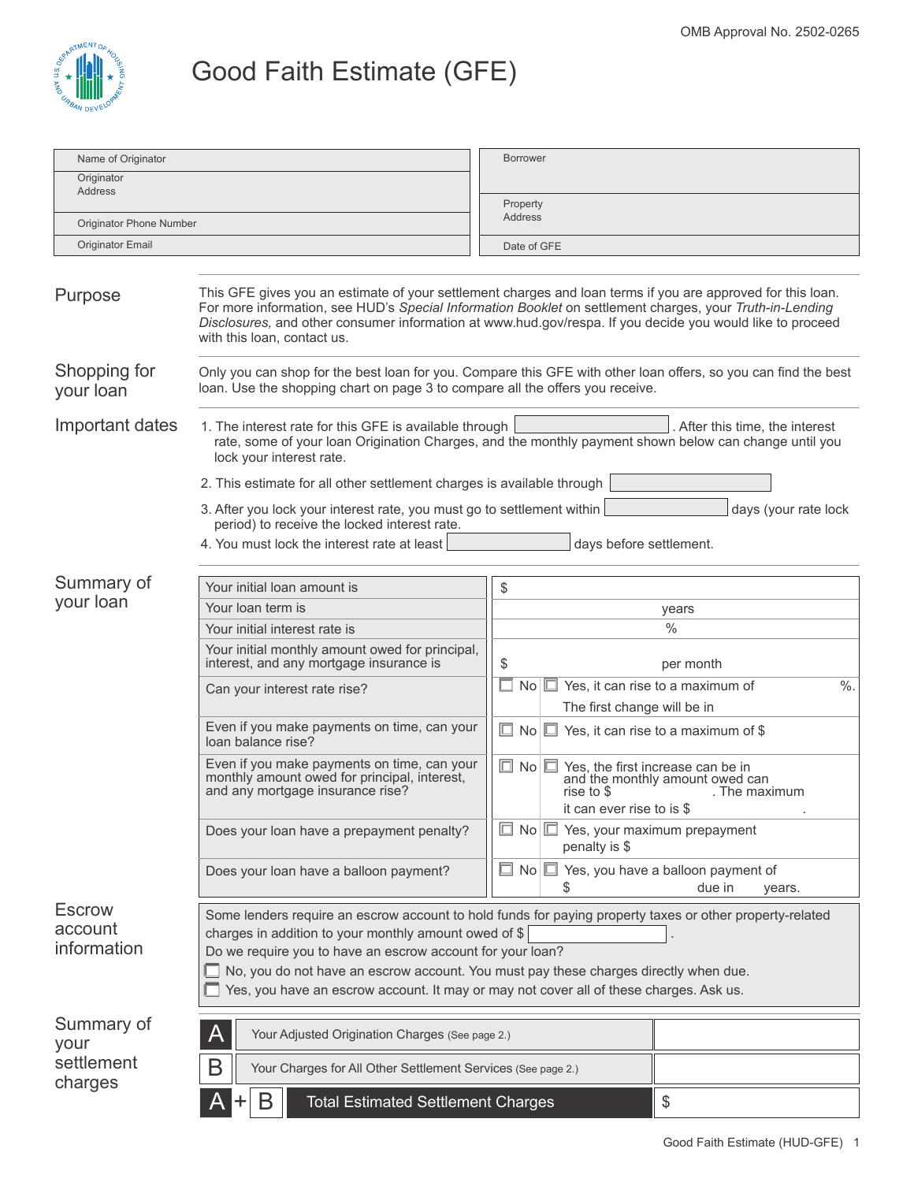OMB Approval No. 2502-0265

# Good Faith Estimate (GFE)

| | |
|---|---|
| Name of Originator | Borrower |
| Originator Address | Property Address |
| Originator Phone Number | |
| Originator Email | Date of GFE |

## Purpose

This GFE gives you an estimate of your settlement charges and loan terms if you are approved for this loan. For more information, see HUD's *Special Information Booklet* on settlement charges, your *Truth-in-Lending Disclosures,* and other consumer information at www.hud.gov/respa. If you decide you would like to proceed with this loan, contact us.

## Shopping for your loan

Only you can shop for the best loan for you. Compare this GFE with other loan offers, so you can find the best loan. Use the shopping chart on page 3 to compare all the offers you receive.

## Important dates

1. The interest rate for this GFE is available through ______. After this time, the interest rate, some of your loan Origination Charges, and the monthly payment shown below can change until you lock your interest rate.
2. This estimate for all other settlement charges is available through ______
3. After you lock your interest rate, you must go to settlement within ______ days (your rate lock period) to receive the locked interest rate.
4. You must lock the interest rate at least ______ days before settlement.

## Summary of your loan

| | | |
|---|---|---|
| Your initial loan amount is | $ | |
| Your loan term is | years | |
| Your initial interest rate is | % | |
| Your initial monthly amount owed for principal, interest, and any mortgage insurance is | $ per month | |
| Can your interest rate rise? | ☐ No | ☐ Yes, it can rise to a maximum of %. The first change will be in |
| Even if you make payments on time, can your loan balance rise? | ☐ No | ☐ Yes, it can rise to a maximum of $ |
| Even if you make payments on time, can your monthly amount owed for principal, interest, and any mortgage insurance rise? | ☐ No | ☐ Yes, the first increase can be in and the monthly amount owed can rise to $ . The maximum it can ever rise to is $ . |
| Does your loan have a prepayment penalty? | ☐ No | ☐ Yes, your maximum prepayment penalty is $ |
| Does your loan have a balloon payment? | ☐ No | ☐ Yes, you have a balloon payment of $ due in years. |

## Escrow account information

Some lenders require an escrow account to hold funds for paying property taxes or other property-related charges in addition to your monthly amount owed of $ ______.

Do we require you to have an escrow account for your loan?

☐ No, you do not have an escrow account. You must pay these charges directly when due.

☐ Yes, you have an escrow account. It may or may not cover all of these charges. Ask us.

## Summary of your settlement charges

| | | |
|---|---|---|
| A | Your Adjusted Origination Charges (See page 2.) | |
| B | Your Charges for All Other Settlement Services (See page 2.) | |
| A + B | Total Estimated Settlement Charges | $ |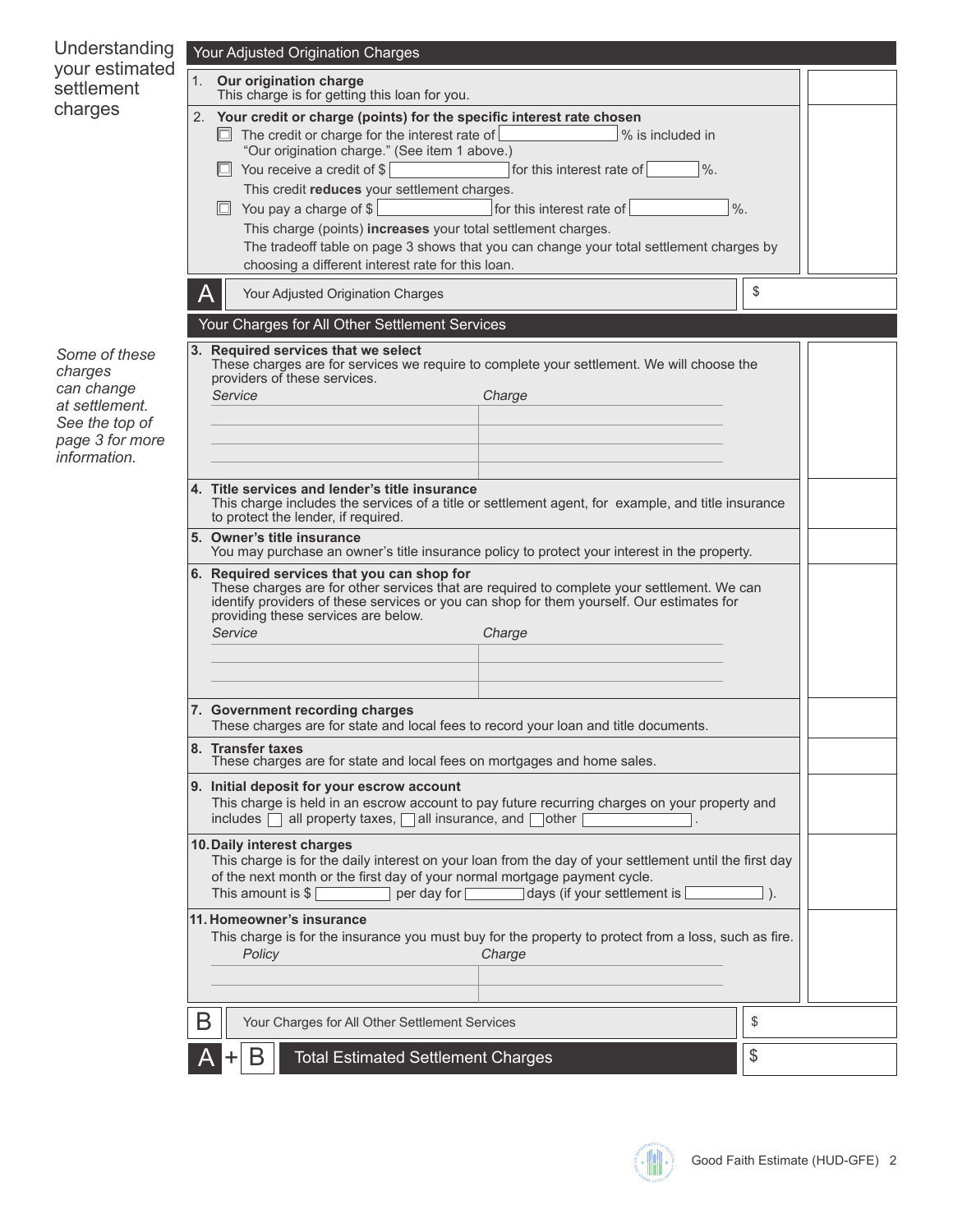## Understanding your estimated settlement charges

### Your Adjusted Origination Charges

**1. Our origination charge**
This charge is for getting this loan for you.

**2. Your credit or charge (points) for the specific interest rate chosen**

- ☐ The credit or charge for the interest rate of ______ % is included in "Our origination charge." (See item 1 above.)
- ☐ You receive a credit of $ ______ for this interest rate of ______ %.
  This credit **reduces** your settlement charges.
- ☐ You pay a charge of $ ______ for this interest rate of ______ %.
  This charge (points) **increases** your total settlement charges.
  The tradeoff table on page 3 shows that you can change your total settlement charges by choosing a different interest rate for this loan.

**A** Your Adjusted Origination Charges $

### Your Charges for All Other Settlement Services

*Some of these charges can change at settlement. See the top of page 3 for more information.*

**3. Required services that we select**
These charges are for services we require to complete your settlement. We will choose the providers of these services.

| *Service* | *Charge* |
|---|---|
| | |
| | |
| | |

**4. Title services and lender's title insurance**
This charge includes the services of a title or settlement agent, for example, and title insurance to protect the lender, if required.

**5. Owner's title insurance**
You may purchase an owner's title insurance policy to protect your interest in the property.

**6. Required services that you can shop for**
These charges are for other services that are required to complete your settlement. We can identify providers of these services or you can shop for them yourself. Our estimates for providing these services are below.

| *Service* | *Charge* |
|---|---|
| | |
| | |
| | |

**7. Government recording charges**
These charges are for state and local fees to record your loan and title documents.

**8. Transfer taxes**
These charges are for state and local fees on mortgages and home sales.

**9. Initial deposit for your escrow account**
This charge is held in an escrow account to pay future recurring charges on your property and includes ☐ all property taxes, ☐ all insurance, and ☐ other ______ .

**10. Daily interest charges**
This charge is for the daily interest on your loan from the day of your settlement until the first day of the next month or the first day of your normal mortgage payment cycle.
This amount is $ ______ per day for ______ days (if your settlement is ______ ).

**11. Homeowner's insurance**
This charge is for the insurance you must buy for the property to protect from a loss, such as fire.

| *Policy* | *Charge* |
|---|---|
| | |
| | |

**B** Your Charges for All Other Settlement Services $

**A + B** **Total Estimated Settlement Charges** $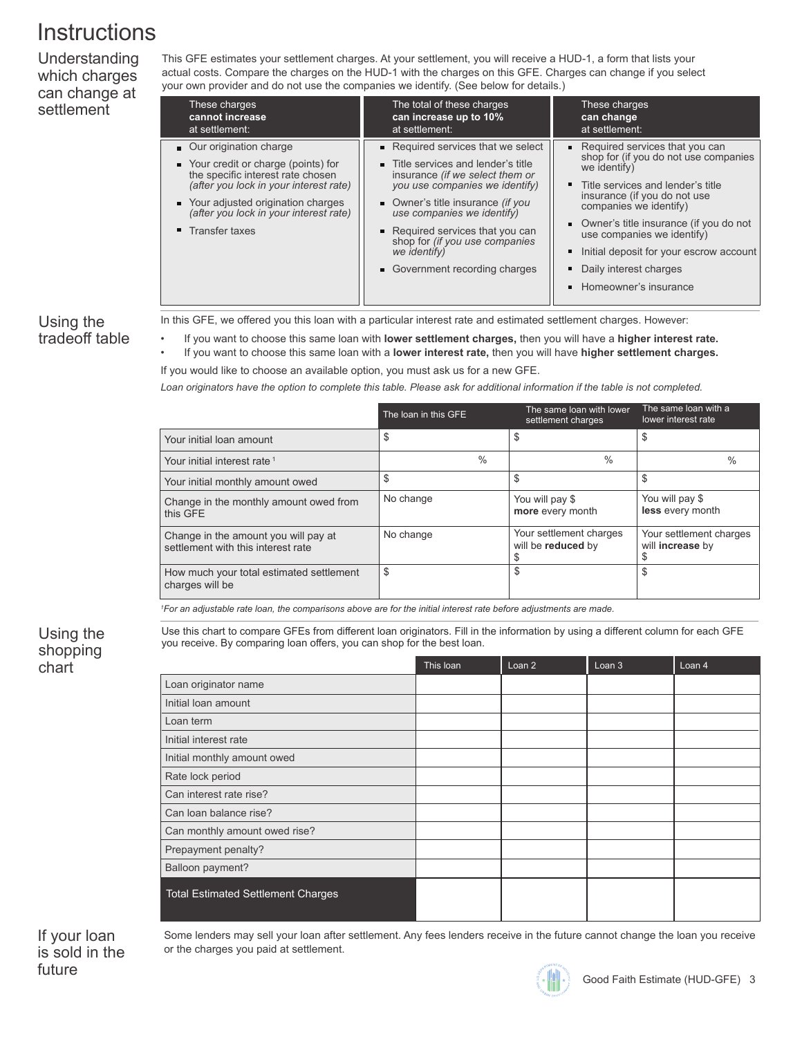# Instructions

## Understanding which charges can change at settlement

This GFE estimates your settlement charges. At your settlement, you will receive a HUD-1, a form that lists your actual costs. Compare the charges on the HUD-1 with the charges on this GFE. Charges can change if you select your own provider and do not use the companies we identify. (See below for details.)

| These charges **cannot increase** at settlement: | The total of these charges **can increase up to 10%** at settlement: | These charges **can change** at settlement: |
|---|---|---|
| ▪ Our origination charge<br>▪ Your credit or charge (points) for the specific interest rate chosen *(after you lock in your interest rate)*<br>▪ Your adjusted origination charges *(after you lock in your interest rate)*<br>▪ Transfer taxes | ▪ Required services that we select<br>▪ Title services and lender's title insurance *(if we select them or you use companies we identify)*<br>▪ Owner's title insurance *(if you use companies we identify)*<br>▪ Required services that you can shop for *(if you use companies we identify)*<br>▪ Government recording charges | ▪ Required services that you can shop for (if you do not use companies we identify)<br>▪ Title services and lender's title insurance (if you do not use companies we identify)<br>▪ Owner's title insurance (if you do not use companies we identify)<br>▪ Initial deposit for your escrow account<br>▪ Daily interest charges<br>▪ Homeowner's insurance |

## Using the tradeoff table

In this GFE, we offered you this loan with a particular interest rate and estimated settlement charges. However:

- If you want to choose this same loan with **lower settlement charges,** then you will have a **higher interest rate.**
- If you want to choose this same loan with a **lower interest rate,** then you will have **higher settlement charges.**

If you would like to choose an available option, you must ask us for a new GFE.

*Loan originators have the option to complete this table. Please ask for additional information if the table is not completed.*

| | The loan in this GFE | The same loan with lower settlement charges | The same loan with a lower interest rate |
|---|---|---|---|
| Your initial loan amount | $ | $ | $ |
| Your initial interest rate [1] | % | % | % |
| Your initial monthly amount owed | $ | $ | $ |
| Change in the monthly amount owed from this GFE | No change | You will pay $ **more** every month | You will pay $ **less** every month |
| Change in the amount you will pay at settlement with this interest rate | No change | Your settlement charges will be **reduced** by $ | Your settlement charges will **increase** by $ |
| How much your total estimated settlement charges will be | $ | $ | $ |

*[1]For an adjustable rate loan, the comparisons above are for the initial interest rate before adjustments are made.*

## Using the shopping chart

Use this chart to compare GFEs from different loan originators. Fill in the information by using a different column for each GFE you receive. By comparing loan offers, you can shop for the best loan.

| | This loan | Loan 2 | Loan 3 | Loan 4 |
|---|---|---|---|---|
| Loan originator name | | | | |
| Initial loan amount | | | | |
| Loan term | | | | |
| Initial interest rate | | | | |
| Initial monthly amount owed | | | | |
| Rate lock period | | | | |
| Can interest rate rise? | | | | |
| Can loan balance rise? | | | | |
| Can monthly amount owed rise? | | | | |
| Prepayment penalty? | | | | |
| Balloon payment? | | | | |
| Total Estimated Settlement Charges | | | | |

## If your loan is sold in the future

Some lenders may sell your loan after settlement. Any fees lenders receive in the future cannot change the loan you receive or the charges you paid at settlement.